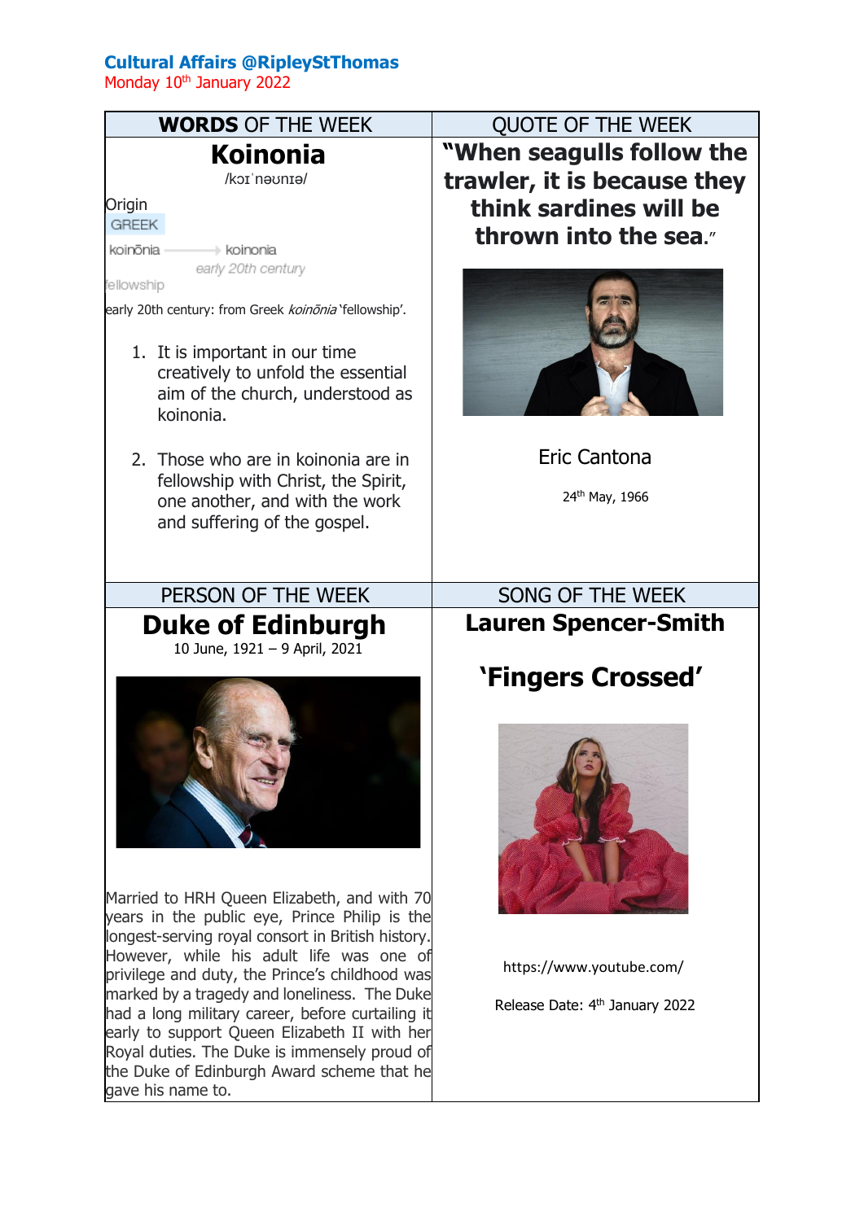# Cultural Affairs @RipleyStThomas

Monday 10th January 2022

## WORDS OF THE WEEK

### Koinonia

/kɔɪˈnəʊnɪə/

Origin

GREEK

koinōnia → koinonia

early 20th century

fellowship

early 20th century: from Greek *koinōnia* 'fellowship'.

1. It is important in our time creatively to unfold the essential aim of the church, understood as koinonia.
2. Those who are in koinonia are in fellowship with Christ, the Spirit, one another, and with the work and suffering of the gospel.

## QUOTE OF THE WEEK

**"When seagulls follow the trawler, it is because they think sardines will be thrown into the sea."**

Eric Cantona

24th May, 1966

## PERSON OF THE WEEK

### Duke of Edinburgh

10 June, 1921 – 9 April, 2021

Married to HRH Queen Elizabeth, and with 70 years in the public eye, Prince Philip is the longest-serving royal consort in British history. However, while his adult life was one of privilege and duty, the Prince's childhood was marked by a tragedy and loneliness. The Duke had a long military career, before curtailing it early to support Queen Elizabeth II with her Royal duties. The Duke is immensely proud of the Duke of Edinburgh Award scheme that he gave his name to.

## SONG OF THE WEEK

### Lauren Spencer-Smith

### 'Fingers Crossed'

https://www.youtube.com/

Release Date: 4th January 2022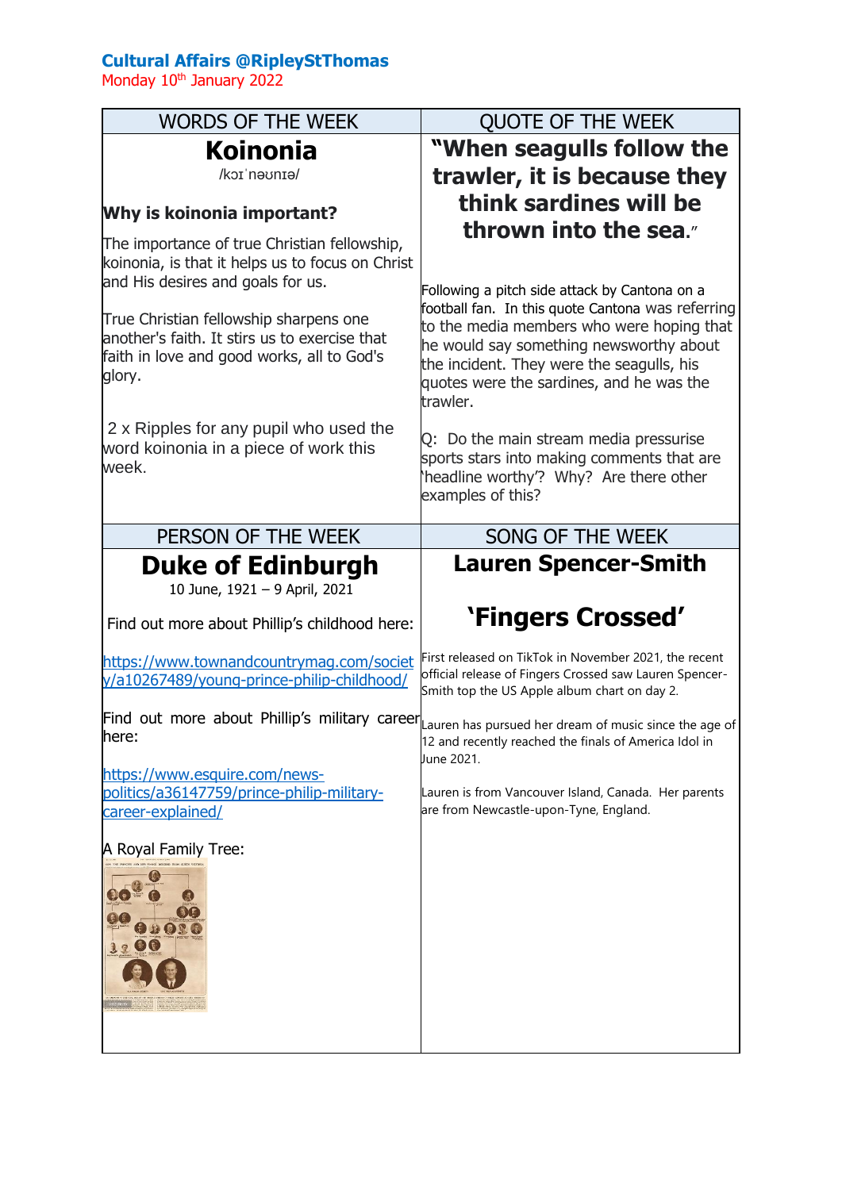**Cultural Affairs @RipleyStThomas**

Monday 10th January 2022

## WORDS OF THE WEEK

### Koinonia

/kɔɪˈnəʊnɪə/

**Why is koinonia important?**

The importance of true Christian fellowship, koinonia, is that it helps us to focus on Christ and His desires and goals for us.

True Christian fellowship sharpens one another's faith. It stirs us to exercise that faith in love and good works, all to God's glory.

2 x Ripples for any pupil who used the word koinonia in a piece of work this week.

## QUOTE OF THE WEEK

**"When seagulls follow the trawler, it is because they think sardines will be thrown into the sea."**

Following a pitch side attack by Cantona on a football fan. In this quote Cantona was referring to the media members who were hoping that he would say something newsworthy about the incident. They were the seagulls, his quotes were the sardines, and he was the trawler.

Q: Do the main stream media pressurise sports stars into making comments that are 'headline worthy'? Why? Are there other examples of this?

## PERSON OF THE WEEK

### Duke of Edinburgh

10 June, 1921 – 9 April, 2021

Find out more about Phillip's childhood here:

https://www.townandcountrymag.com/society/a10267489/young-prince-philip-childhood/

Find out more about Phillip's military career here:

https://www.esquire.com/news-politics/a36147759/prince-philip-military-career-explained/

A Royal Family Tree:

## SONG OF THE WEEK

### Lauren Spencer-Smith

### 'Fingers Crossed'

First released on TikTok in November 2021, the recent official release of Fingers Crossed saw Lauren Spencer-Smith top the US Apple album chart on day 2.

Lauren has pursued her dream of music since the age of 12 and recently reached the finals of America Idol in June 2021.

Lauren is from Vancouver Island, Canada. Her parents are from Newcastle-upon-Tyne, England.